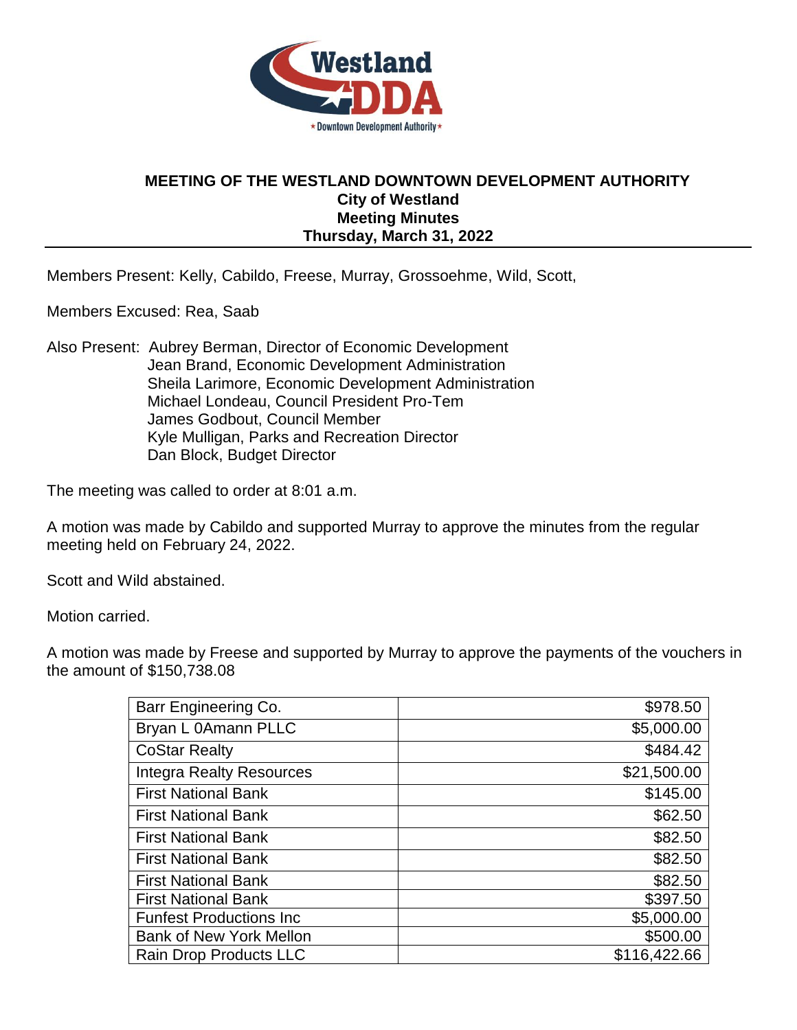# MEETING OF THE WESTLAND DOWNTOWN DEVELOPMENT AUTHORITY

## City of Westland
## Meeting Minutes
## Thursday, March 31, 2022

Members Present: Kelly, Cabildo, Freese, Murray, Grossoehme, Wild, Scott,

Members Excused: Rea, Saab

Also Present: Aubrey Berman, Director of Economic Development
Jean Brand, Economic Development Administration
Sheila Larimore, Economic Development Administration
Michael Londeau, Council President Pro-Tem
James Godbout, Council Member
Kyle Mulligan, Parks and Recreation Director
Dan Block, Budget Director

The meeting was called to order at 8:01 a.m.

A motion was made by Cabildo and supported Murray to approve the minutes from the regular meeting held on February 24, 2022.

Scott and Wild abstained.

Motion carried.

A motion was made by Freese and supported by Murray to approve the payments of the vouchers in the amount of $150,738.08

| | |
|---|---:|
| Barr Engineering Co. | $978.50 |
| Bryan L 0Amann PLLC | $5,000.00 |
| CoStar Realty | $484.42 |
| Integra Realty Resources | $21,500.00 |
| First National Bank | $145.00 |
| First National Bank | $62.50 |
| First National Bank | $82.50 |
| First National Bank | $82.50 |
| First National Bank | $82.50 |
| First National Bank | $397.50 |
| Funfest Productions Inc | $5,000.00 |
| Bank of New York Mellon | $500.00 |
| Rain Drop Products LLC | $116,422.66 |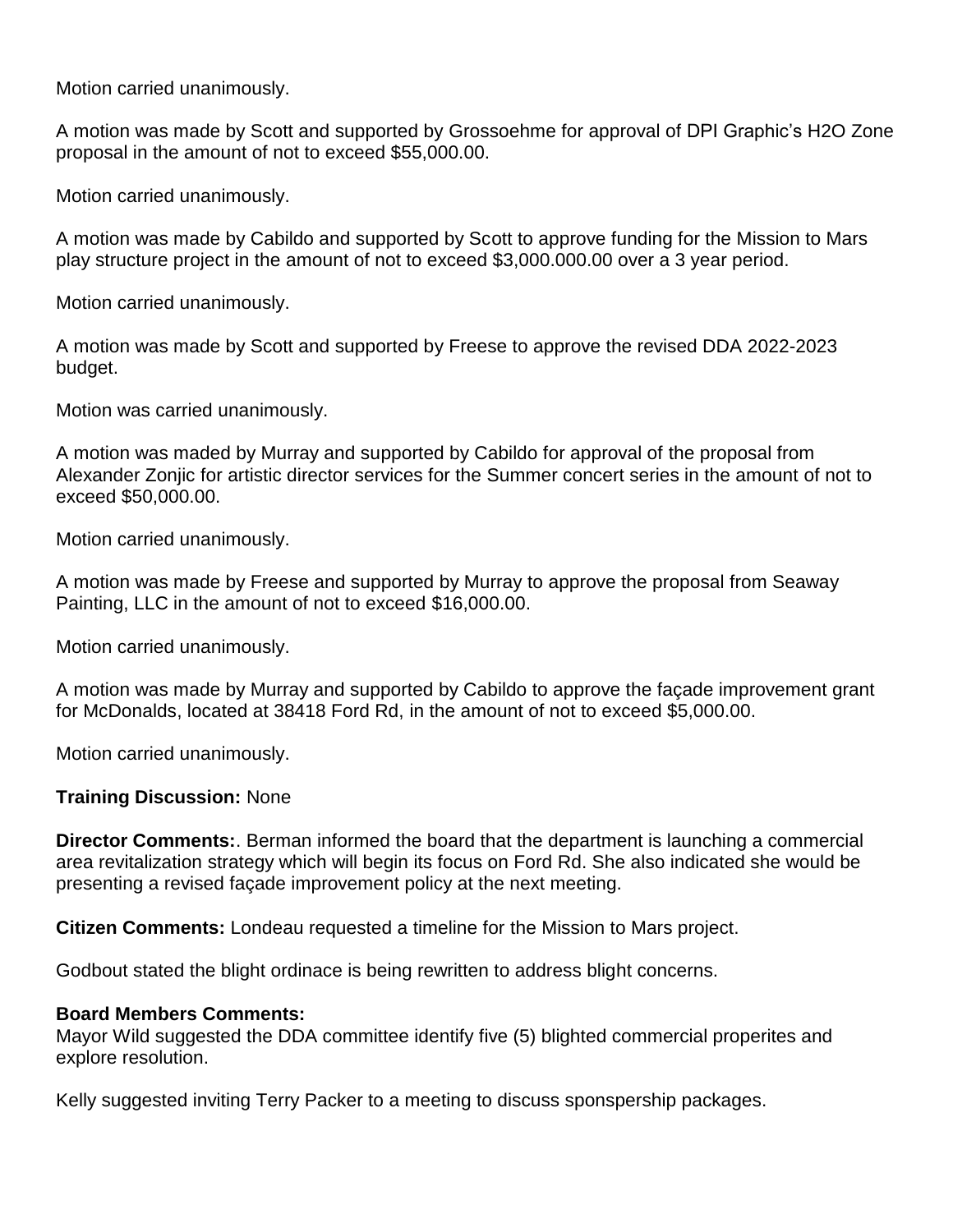Motion carried unanimously.

A motion was made by Scott and supported by Grossoehme for approval of DPI Graphic's H2O Zone proposal in the amount of not to exceed $55,000.00.

Motion carried unanimously.

A motion was made by Cabildo and supported by Scott to approve funding for the Mission to Mars play structure project in the amount of not to exceed $3,000.000.00 over a 3 year period.

Motion carried unanimously.

A motion was made by Scott and supported by Freese to approve the revised DDA 2022-2023 budget.

Motion was carried unanimously.

A motion was maded by Murray and supported by Cabildo for approval of the proposal from Alexander Zonjic for artistic director services for the Summer concert series in the amount of not to exceed $50,000.00.

Motion carried unanimously.

A motion was made by Freese and supported by Murray to approve the proposal from Seaway Painting, LLC in the amount of not to exceed $16,000.00.

Motion carried unanimously.

A motion was made by Murray and supported by Cabildo to approve the façade improvement grant for McDonalds, located at 38418 Ford Rd, in the amount of not to exceed $5,000.00.

Motion carried unanimously.

**Training Discussion:** None

**Director Comments:**. Berman informed the board that the department is launching a commercial area revitalization strategy which will begin its focus on Ford Rd. She also indicated she would be presenting a revised façade improvement policy at the next meeting.

**Citizen Comments:** Londeau requested a timeline for the Mission to Mars project.

Godbout stated the blight ordinace is being rewritten to address blight concerns.

**Board Members Comments:**
Mayor Wild suggested the DDA committee identify five (5) blighted commercial properites and explore resolution.

Kelly suggested inviting Terry Packer to a meeting to discuss sponspership packages.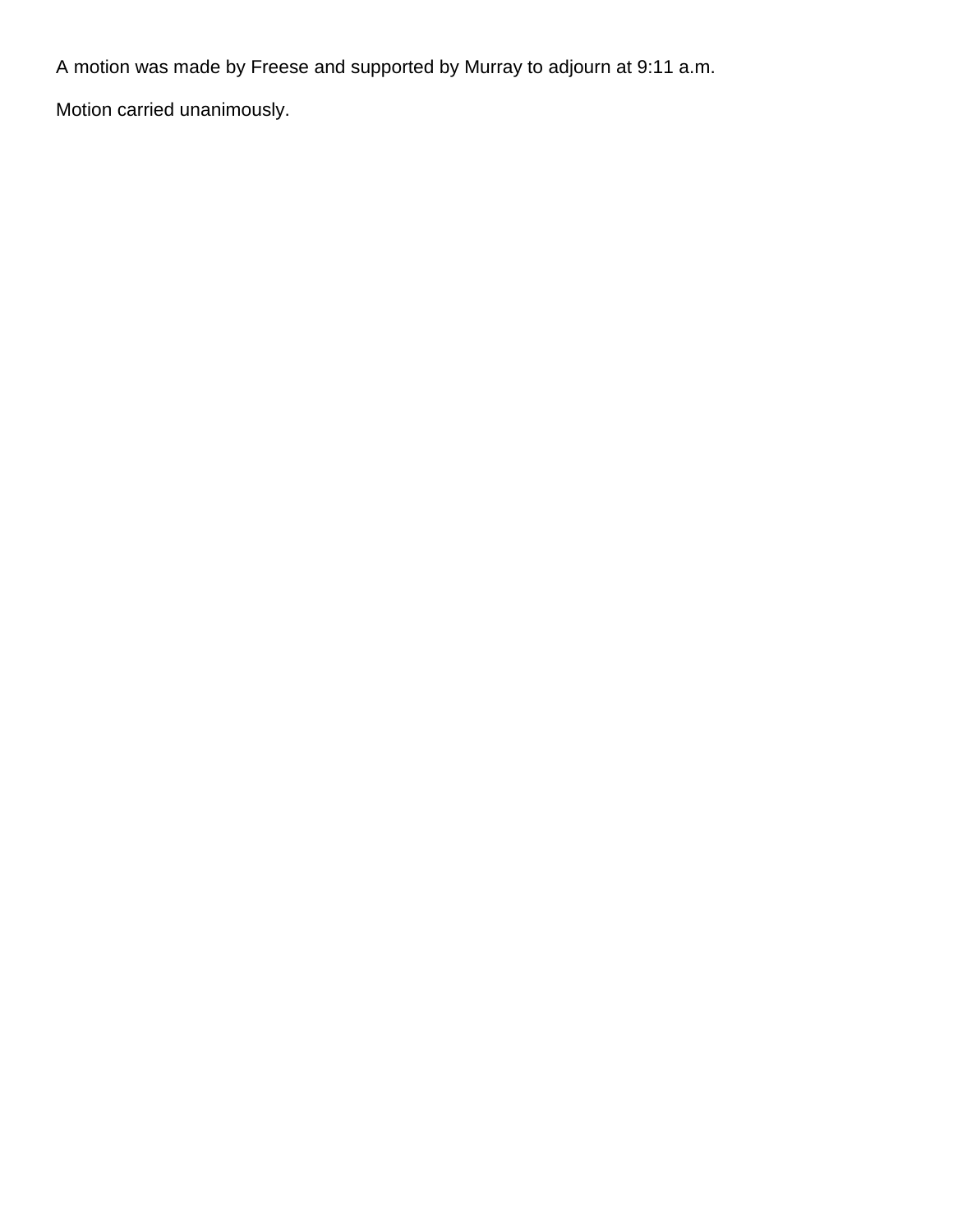A motion was made by Freese and supported by Murray to adjourn at 9:11 a.m.

Motion carried unanimously.